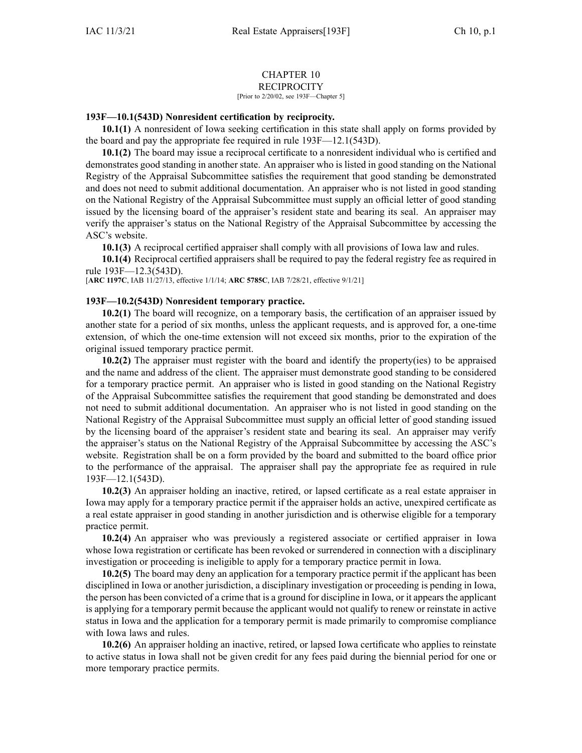# CHAPTER 10
## RECIPROCITY

[Prior to 2/20/02, see 193F—Chapter 5]

**193F—10.1(543D) Nonresident certification by reciprocity.**

**10.1(1)** A nonresident of Iowa seeking certification in this state shall apply on forms provided by the board and pay the appropriate fee required in rule 193F—12.1(543D).

**10.1(2)** The board may issue a reciprocal certificate to a nonresident individual who is certified and demonstrates good standing in another state. An appraiser who is listed in good standing on the National Registry of the Appraisal Subcommittee satisfies the requirement that good standing be demonstrated and does not need to submit additional documentation. An appraiser who is not listed in good standing on the National Registry of the Appraisal Subcommittee must supply an official letter of good standing issued by the licensing board of the appraiser's resident state and bearing its seal. An appraiser may verify the appraiser's status on the National Registry of the Appraisal Subcommittee by accessing the ASC's website.

**10.1(3)** A reciprocal certified appraiser shall comply with all provisions of Iowa law and rules.

**10.1(4)** Reciprocal certified appraisers shall be required to pay the federal registry fee as required in rule 193F—12.3(543D).

[**ARC 1197C**, IAB 11/27/13, effective 1/1/14; **ARC 5785C**, IAB 7/28/21, effective 9/1/21]

**193F—10.2(543D) Nonresident temporary practice.**

**10.2(1)** The board will recognize, on a temporary basis, the certification of an appraiser issued by another state for a period of six months, unless the applicant requests, and is approved for, a one-time extension, of which the one-time extension will not exceed six months, prior to the expiration of the original issued temporary practice permit.

**10.2(2)** The appraiser must register with the board and identify the property(ies) to be appraised and the name and address of the client. The appraiser must demonstrate good standing to be considered for a temporary practice permit. An appraiser who is listed in good standing on the National Registry of the Appraisal Subcommittee satisfies the requirement that good standing be demonstrated and does not need to submit additional documentation. An appraiser who is not listed in good standing on the National Registry of the Appraisal Subcommittee must supply an official letter of good standing issued by the licensing board of the appraiser's resident state and bearing its seal. An appraiser may verify the appraiser's status on the National Registry of the Appraisal Subcommittee by accessing the ASC's website. Registration shall be on a form provided by the board and submitted to the board office prior to the performance of the appraisal. The appraiser shall pay the appropriate fee as required in rule 193F—12.1(543D).

**10.2(3)** An appraiser holding an inactive, retired, or lapsed certificate as a real estate appraiser in Iowa may apply for a temporary practice permit if the appraiser holds an active, unexpired certificate as a real estate appraiser in good standing in another jurisdiction and is otherwise eligible for a temporary practice permit.

**10.2(4)** An appraiser who was previously a registered associate or certified appraiser in Iowa whose Iowa registration or certificate has been revoked or surrendered in connection with a disciplinary investigation or proceeding is ineligible to apply for a temporary practice permit in Iowa.

**10.2(5)** The board may deny an application for a temporary practice permit if the applicant has been disciplined in Iowa or another jurisdiction, a disciplinary investigation or proceeding is pending in Iowa, the person has been convicted of a crime that is a ground for discipline in Iowa, or it appears the applicant is applying for a temporary permit because the applicant would not qualify to renew or reinstate in active status in Iowa and the application for a temporary permit is made primarily to compromise compliance with Iowa laws and rules.

**10.2(6)** An appraiser holding an inactive, retired, or lapsed Iowa certificate who applies to reinstate to active status in Iowa shall not be given credit for any fees paid during the biennial period for one or more temporary practice permits.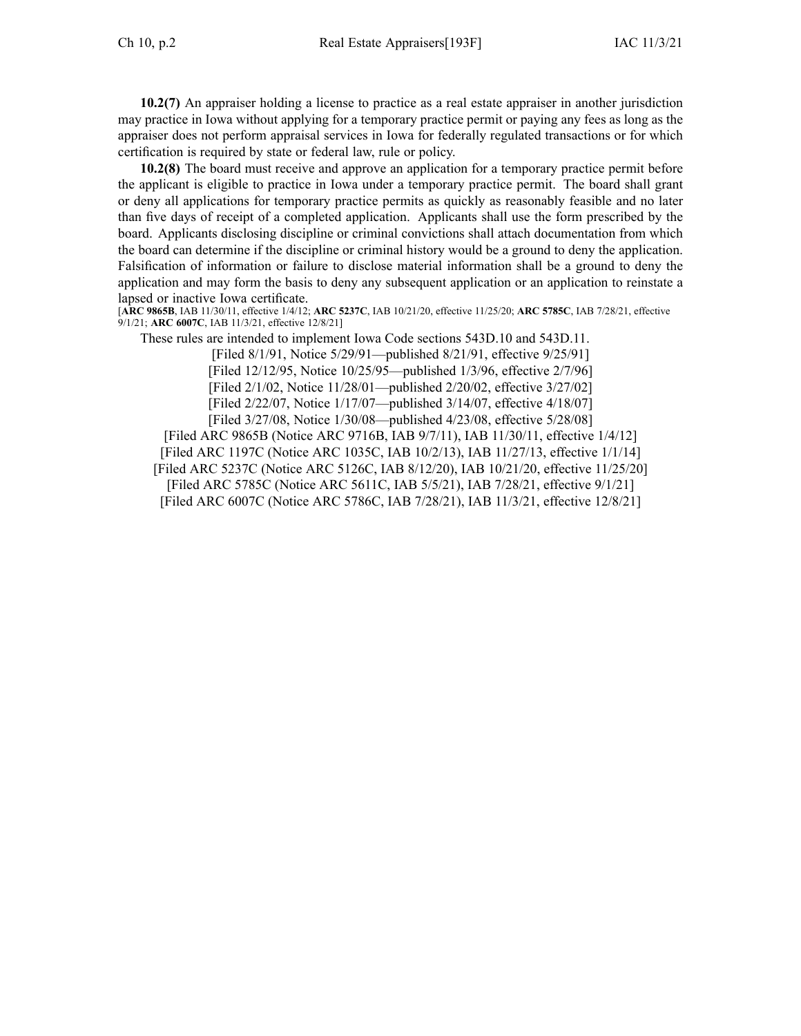**10.2(7)** An appraiser holding a license to practice as a real estate appraiser in another jurisdiction may practice in Iowa without applying for a temporary practice permit or paying any fees as long as the appraiser does not perform appraisal services in Iowa for federally regulated transactions or for which certification is required by state or federal law, rule or policy.

**10.2(8)** The board must receive and approve an application for a temporary practice permit before the applicant is eligible to practice in Iowa under a temporary practice permit. The board shall grant or deny all applications for temporary practice permits as quickly as reasonably feasible and no later than five days of receipt of a completed application. Applicants shall use the form prescribed by the board. Applicants disclosing discipline or criminal convictions shall attach documentation from which the board can determine if the discipline or criminal history would be a ground to deny the application. Falsification of information or failure to disclose material information shall be a ground to deny the application and may form the basis to deny any subsequent application or an application to reinstate a lapsed or inactive Iowa certificate.

[**ARC 9865B**, IAB 11/30/11, effective 1/4/12; **ARC 5237C**, IAB 10/21/20, effective 11/25/20; **ARC 5785C**, IAB 7/28/21, effective 9/1/21; **ARC 6007C**, IAB 11/3/21, effective 12/8/21]

These rules are intended to implement Iowa Code sections 543D.10 and 543D.11.

[Filed 8/1/91, Notice 5/29/91—published 8/21/91, effective 9/25/91]
[Filed 12/12/95, Notice 10/25/95—published 1/3/96, effective 2/7/96]
[Filed 2/1/02, Notice 11/28/01—published 2/20/02, effective 3/27/02]
[Filed 2/22/07, Notice 1/17/07—published 3/14/07, effective 4/18/07]
[Filed 3/27/08, Notice 1/30/08—published 4/23/08, effective 5/28/08]
[Filed ARC 9865B (Notice ARC 9716B, IAB 9/7/11), IAB 11/30/11, effective 1/4/12]
[Filed ARC 1197C (Notice ARC 1035C, IAB 10/2/13), IAB 11/27/13, effective 1/1/14]
[Filed ARC 5237C (Notice ARC 5126C, IAB 8/12/20), IAB 10/21/20, effective 11/25/20]
[Filed ARC 5785C (Notice ARC 5611C, IAB 5/5/21), IAB 7/28/21, effective 9/1/21]
[Filed ARC 6007C (Notice ARC 5786C, IAB 7/28/21), IAB 11/3/21, effective 12/8/21]